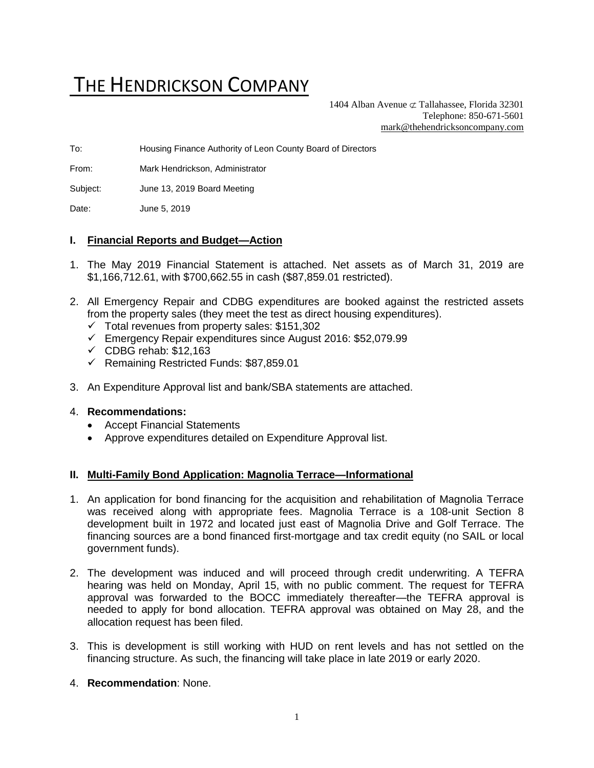# THE HENDRICKSON COMPANY

1404 Alban Avenue ⊄ Tallahassee, Florida 32301
Telephone: 850-671-5601
mark@thehendricksoncompany.com

To: Housing Finance Authority of Leon County Board of Directors

From: Mark Hendrickson, Administrator

Subject: June 13, 2019 Board Meeting

Date: June 5, 2019

## I. Financial Reports and Budget—Action

1. The May 2019 Financial Statement is attached. Net assets as of March 31, 2019 are $1,166,712.61, with $700,662.55 in cash ($87,859.01 restricted).

2. All Emergency Repair and CDBG expenditures are booked against the restricted assets from the property sales (they meet the test as direct housing expenditures).
   - ✓ Total revenues from property sales: $151,302
   - ✓ Emergency Repair expenditures since August 2016: $52,079.99
   - ✓ CDBG rehab: $12,163
   - ✓ Remaining Restricted Funds: $87,859.01

3. An Expenditure Approval list and bank/SBA statements are attached.

4. **Recommendations:**
   - Accept Financial Statements
   - Approve expenditures detailed on Expenditure Approval list.

## II. Multi-Family Bond Application: Magnolia Terrace—Informational

1. An application for bond financing for the acquisition and rehabilitation of Magnolia Terrace was received along with appropriate fees. Magnolia Terrace is a 108-unit Section 8 development built in 1972 and located just east of Magnolia Drive and Golf Terrace. The financing sources are a bond financed first-mortgage and tax credit equity (no SAIL or local government funds).

2. The development was induced and will proceed through credit underwriting. A TEFRA hearing was held on Monday, April 15, with no public comment. The request for TEFRA approval was forwarded to the BOCC immediately thereafter—the TEFRA approval is needed to apply for bond allocation. TEFRA approval was obtained on May 28, and the allocation request has been filed.

3. This is development is still working with HUD on rent levels and has not settled on the financing structure. As such, the financing will take place in late 2019 or early 2020.

4. **Recommendation**: None.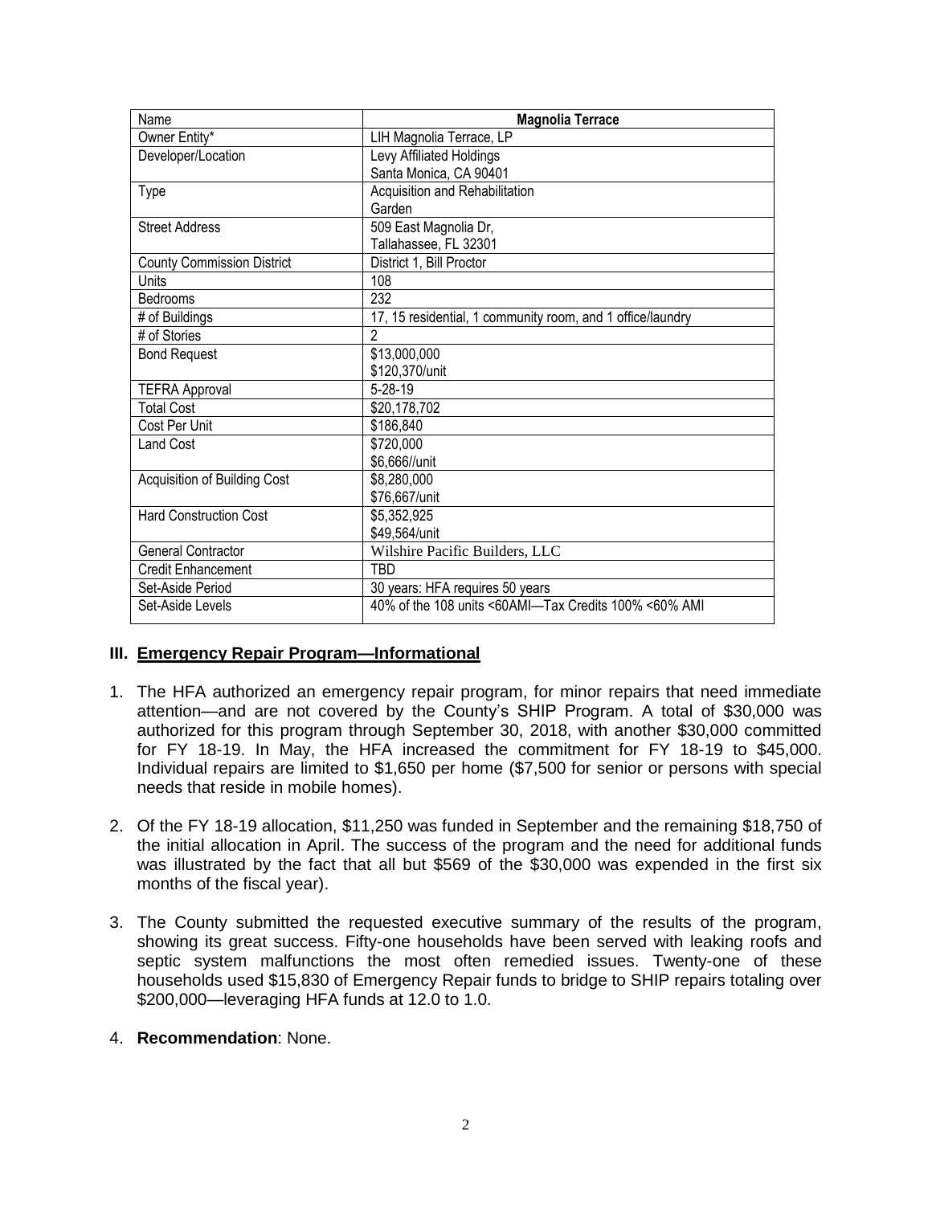| Name | **Magnolia Terrace** |
|---|---|
| Owner Entity* | LIH Magnolia Terrace, LP |
| Developer/Location | Levy Affiliated Holdings<br>Santa Monica, CA 90401 |
| Type | Acquisition and Rehabilitation<br>Garden |
| Street Address | 509 East Magnolia Dr,<br>Tallahassee, FL 32301 |
| County Commission District | District 1, Bill Proctor |
| Units | 108 |
| Bedrooms | 232 |
| # of Buildings | 17, 15 residential, 1 community room, and 1 office/laundry |
| # of Stories | 2 |
| Bond Request | \$13,000,000<br>\$120,370/unit |
| TEFRA Approval | 5-28-19 |
| Total Cost | \$20,178,702 |
| Cost Per Unit | \$186,840 |
| Land Cost | \$720,000<br>\$6,666//unit |
| Acquisition of Building Cost | \$8,280,000<br>\$76,667/unit |
| Hard Construction Cost | \$5,352,925<br>\$49,564/unit |
| General Contractor | Wilshire Pacific Builders, LLC |
| Credit Enhancement | TBD |
| Set-Aside Period | 30 years: HFA requires 50 years |
| Set-Aside Levels | 40% of the 108 units <60AMI—Tax Credits 100% <60% AMI |

### III. Emergency Repair Program—Informational

1. The HFA authorized an emergency repair program, for minor repairs that need immediate attention—and are not covered by the County's SHIP Program. A total of \$30,000 was authorized for this program through September 30, 2018, with another \$30,000 committed for FY 18-19. In May, the HFA increased the commitment for FY 18-19 to \$45,000. Individual repairs are limited to \$1,650 per home (\$7,500 for senior or persons with special needs that reside in mobile homes).

2. Of the FY 18-19 allocation, \$11,250 was funded in September and the remaining \$18,750 of the initial allocation in April. The success of the program and the need for additional funds was illustrated by the fact that all but \$569 of the \$30,000 was expended in the first six months of the fiscal year).

3. The County submitted the requested executive summary of the results of the program, showing its great success. Fifty-one households have been served with leaking roofs and septic system malfunctions the most often remedied issues. Twenty-one of these households used \$15,830 of Emergency Repair funds to bridge to SHIP repairs totaling over \$200,000—leveraging HFA funds at 12.0 to 1.0.

4. **Recommendation**: None.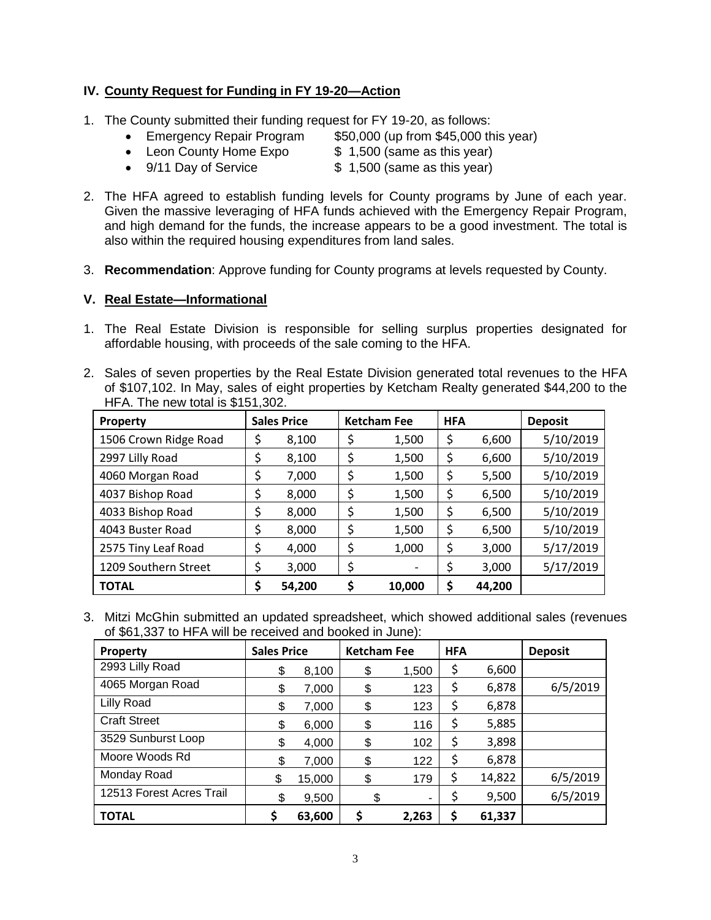## IV. County Request for Funding in FY 19-20—Action

1. The County submitted their funding request for FY 19-20, as follows:
   - Emergency Repair Program $50,000 (up from $45,000 this year)
   - Leon County Home Expo $ 1,500 (same as this year)
   - 9/11 Day of Service $ 1,500 (same as this year)

2. The HFA agreed to establish funding levels for County programs by June of each year. Given the massive leveraging of HFA funds achieved with the Emergency Repair Program, and high demand for the funds, the increase appears to be a good investment. The total is also within the required housing expenditures from land sales.

3. **Recommendation**: Approve funding for County programs at levels requested by County.

## V. Real Estate—Informational

1. The Real Estate Division is responsible for selling surplus properties designated for affordable housing, with proceeds of the sale coming to the HFA.

2. Sales of seven properties by the Real Estate Division generated total revenues to the HFA of $107,102. In May, sales of eight properties by Ketcham Realty generated $44,200 to the HFA. The new total is $151,302.

| Property | Sales Price | Ketcham Fee | HFA | Deposit |
|---|---|---|---|---|
| 1506 Crown Ridge Road | $ 8,100 | $ 1,500 | $ 6,600 | 5/10/2019 |
| 2997 Lilly Road | $ 8,100 | $ 1,500 | $ 6,600 | 5/10/2019 |
| 4060 Morgan Road | $ 7,000 | $ 1,500 | $ 5,500 | 5/10/2019 |
| 4037 Bishop Road | $ 8,000 | $ 1,500 | $ 6,500 | 5/10/2019 |
| 4033 Bishop Road | $ 8,000 | $ 1,500 | $ 6,500 | 5/10/2019 |
| 4043 Buster Road | $ 8,000 | $ 1,500 | $ 6,500 | 5/10/2019 |
| 2575 Tiny Leaf Road | $ 4,000 | $ 1,000 | $ 3,000 | 5/17/2019 |
| 1209 Southern Street | $ 3,000 | $ - | $ 3,000 | 5/17/2019 |
| **TOTAL** | **$ 54,200** | **$ 10,000** | **$ 44,200** | |

3. Mitzi McGhin submitted an updated spreadsheet, which showed additional sales (revenues of $61,337 to HFA will be received and booked in June):

| Property | Sales Price | Ketcham Fee | HFA | Deposit |
|---|---|---|---|---|
| 2993 Lilly Road | $ 8,100 | $ 1,500 | $ 6,600 | |
| 4065 Morgan Road | $ 7,000 | $ 123 | $ 6,878 | 6/5/2019 |
| Lilly Road | $ 7,000 | $ 123 | $ 6,878 | |
| Craft Street | $ 6,000 | $ 116 | $ 5,885 | |
| 3529 Sunburst Loop | $ 4,000 | $ 102 | $ 3,898 | |
| Moore Woods Rd | $ 7,000 | $ 122 | $ 6,878 | |
| Monday Road | $ 15,000 | $ 179 | $ 14,822 | 6/5/2019 |
| 12513 Forest Acres Trail | $ 9,500 | $ - | $ 9,500 | 6/5/2019 |
| **TOTAL** | **$ 63,600** | **$ 2,263** | **$ 61,337** | |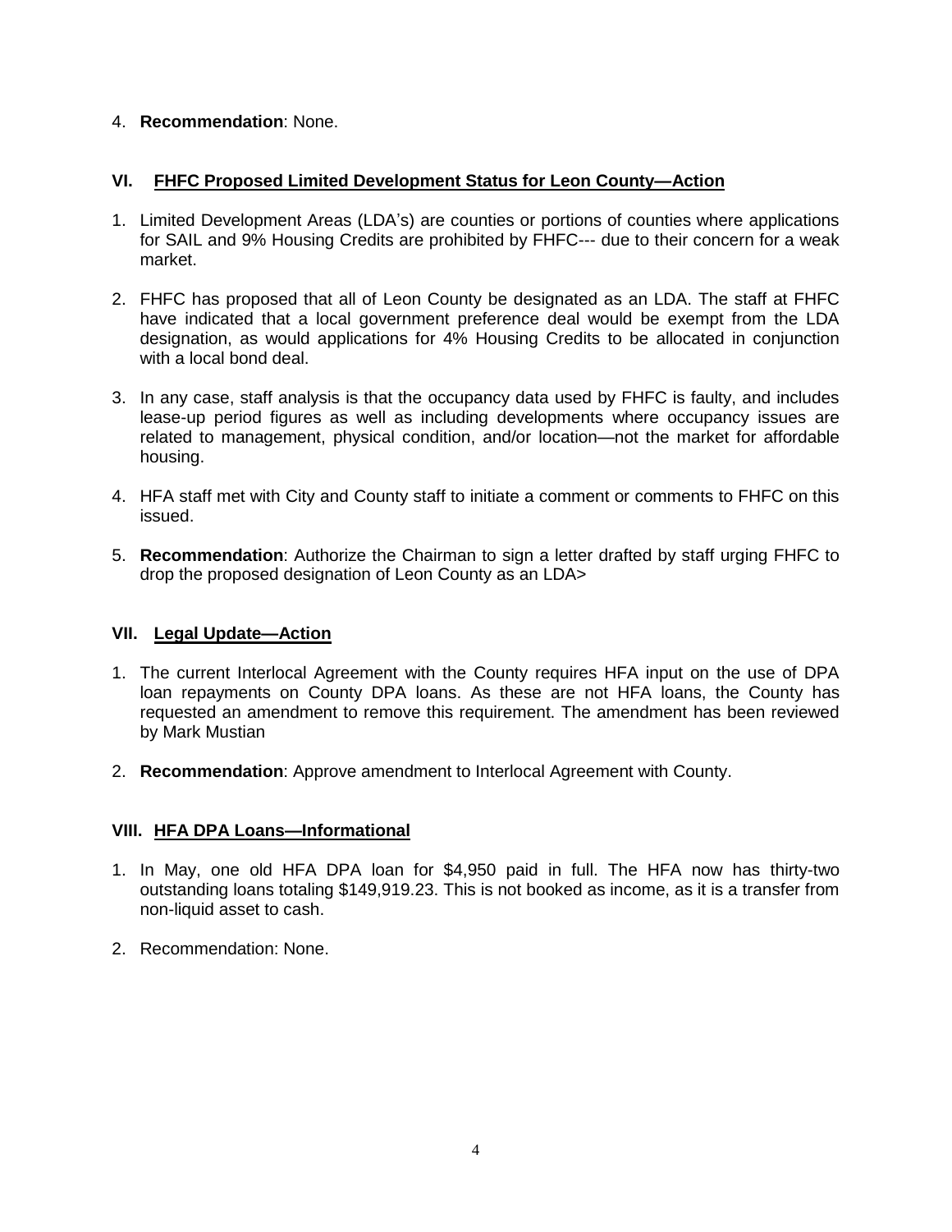4. **Recommendation**: None.

## VI. FHFC Proposed Limited Development Status for Leon County—Action

1. Limited Development Areas (LDA's) are counties or portions of counties where applications for SAIL and 9% Housing Credits are prohibited by FHFC--- due to their concern for a weak market.

2. FHFC has proposed that all of Leon County be designated as an LDA. The staff at FHFC have indicated that a local government preference deal would be exempt from the LDA designation, as would applications for 4% Housing Credits to be allocated in conjunction with a local bond deal.

3. In any case, staff analysis is that the occupancy data used by FHFC is faulty, and includes lease-up period figures as well as including developments where occupancy issues are related to management, physical condition, and/or location—not the market for affordable housing.

4. HFA staff met with City and County staff to initiate a comment or comments to FHFC on this issued.

5. **Recommendation**: Authorize the Chairman to sign a letter drafted by staff urging FHFC to drop the proposed designation of Leon County as an LDA>

## VII. Legal Update—Action

1. The current Interlocal Agreement with the County requires HFA input on the use of DPA loan repayments on County DPA loans. As these are not HFA loans, the County has requested an amendment to remove this requirement. The amendment has been reviewed by Mark Mustian

2. **Recommendation**: Approve amendment to Interlocal Agreement with County.

## VIII. HFA DPA Loans—Informational

1. In May, one old HFA DPA loan for $4,950 paid in full. The HFA now has thirty-two outstanding loans totaling $149,919.23. This is not booked as income, as it is a transfer from non-liquid asset to cash.

2. Recommendation: None.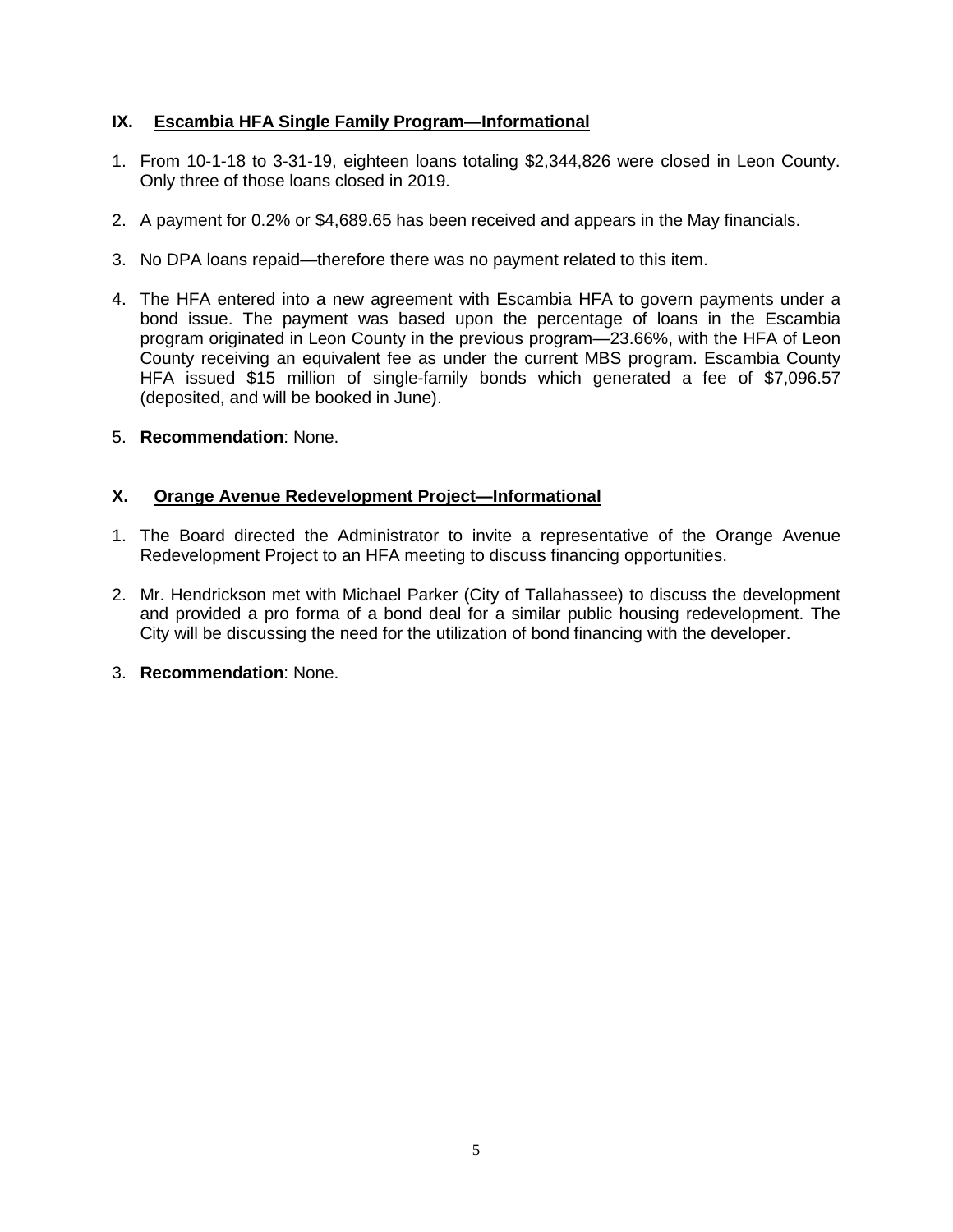## IX. Escambia HFA Single Family Program—Informational

1. From 10-1-18 to 3-31-19, eighteen loans totaling $2,344,826 were closed in Leon County. Only three of those loans closed in 2019.

2. A payment for 0.2% or $4,689.65 has been received and appears in the May financials.

3. No DPA loans repaid—therefore there was no payment related to this item.

4. The HFA entered into a new agreement with Escambia HFA to govern payments under a bond issue. The payment was based upon the percentage of loans in the Escambia program originated in Leon County in the previous program—23.66%, with the HFA of Leon County receiving an equivalent fee as under the current MBS program. Escambia County HFA issued $15 million of single-family bonds which generated a fee of $7,096.57 (deposited, and will be booked in June).

5. **Recommendation**: None.

## X. Orange Avenue Redevelopment Project—Informational

1. The Board directed the Administrator to invite a representative of the Orange Avenue Redevelopment Project to an HFA meeting to discuss financing opportunities.

2. Mr. Hendrickson met with Michael Parker (City of Tallahassee) to discuss the development and provided a pro forma of a bond deal for a similar public housing redevelopment. The City will be discussing the need for the utilization of bond financing with the developer.

3. **Recommendation**: None.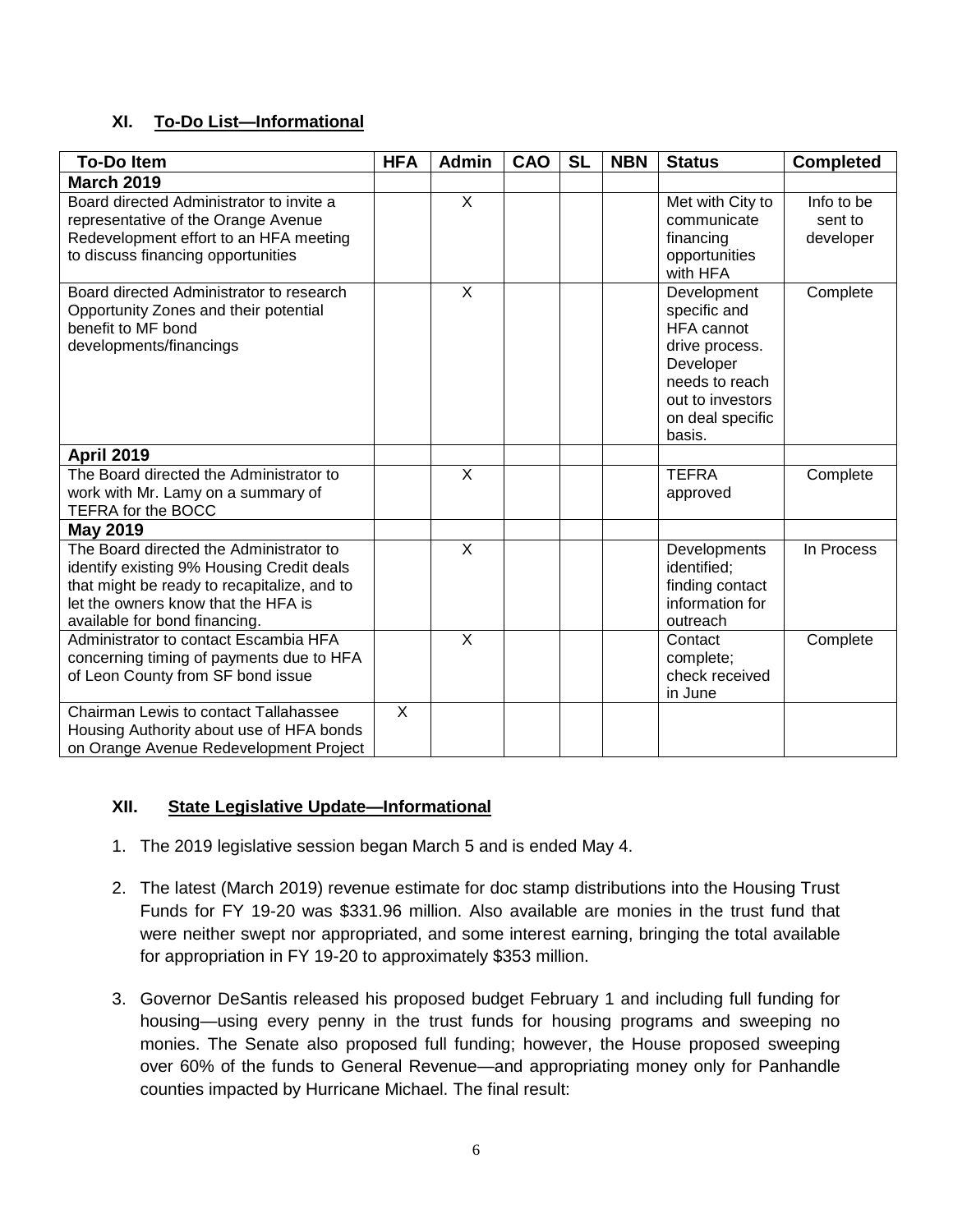## XI. To-Do List—Informational

| To-Do Item | HFA | Admin | CAO | SL | NBN | Status | Completed |
|---|---|---|---|---|---|---|---|
| **March 2019** | | | | | | | |
| Board directed Administrator to invite a representative of the Orange Avenue Redevelopment effort to an HFA meeting to discuss financing opportunities | | X | | | | Met with City to communicate financing opportunities with HFA | Info to be sent to developer |
| Board directed Administrator to research Opportunity Zones and their potential benefit to MF bond developments/financings | | X | | | | Development specific and HFA cannot drive process. Developer needs to reach out to investors on deal specific basis. | Complete |
| **April 2019** | | | | | | | |
| The Board directed the Administrator to work with Mr. Lamy on a summary of TEFRA for the BOCC | | X | | | | TEFRA approved | Complete |
| **May 2019** | | | | | | | |
| The Board directed the Administrator to identify existing 9% Housing Credit deals that might be ready to recapitalize, and to let the owners know that the HFA is available for bond financing. | | X | | | | Developments identified; finding contact information for outreach | In Process |
| Administrator to contact Escambia HFA concerning timing of payments due to HFA of Leon County from SF bond issue | | X | | | | Contact complete; check received in June | Complete |
| Chairman Lewis to contact Tallahassee Housing Authority about use of HFA bonds on Orange Avenue Redevelopment Project | X | | | | | | |

## XII. State Legislative Update—Informational

1. The 2019 legislative session began March 5 and is ended May 4.
2. The latest (March 2019) revenue estimate for doc stamp distributions into the Housing Trust Funds for FY 19-20 was $331.96 million. Also available are monies in the trust fund that were neither swept nor appropriated, and some interest earning, bringing the total available for appropriation in FY 19-20 to approximately $353 million.
3. Governor DeSantis released his proposed budget February 1 and including full funding for housing—using every penny in the trust funds for housing programs and sweeping no monies. The Senate also proposed full funding; however, the House proposed sweeping over 60% of the funds to General Revenue—and appropriating money only for Panhandle counties impacted by Hurricane Michael. The final result: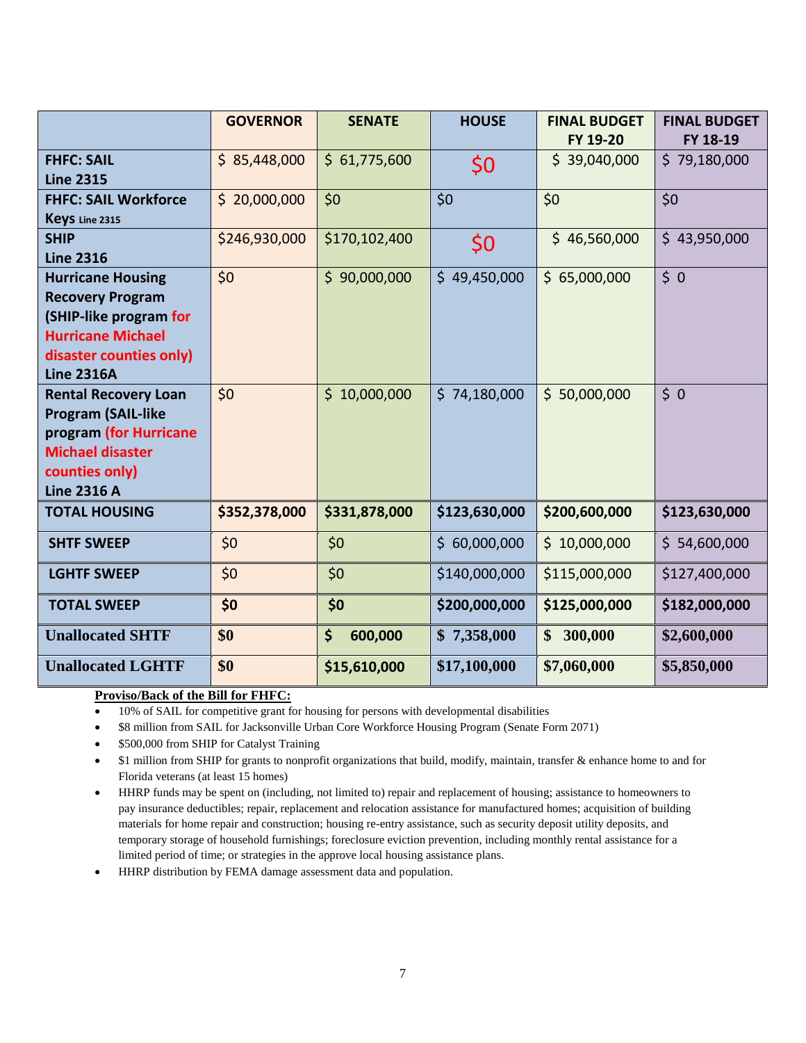| | GOVERNOR | SENATE | HOUSE | FINAL BUDGET FY 19-20 | FINAL BUDGET FY 18-19 |
|---|---|---|---|---|---|
| **FHFC: SAIL Line 2315** | $ 85,448,000 | $ 61,775,600 | $0 | $ 39,040,000 | $ 79,180,000 |
| **FHFC: SAIL Workforce Keys Line 2315** | $ 20,000,000 | $0 | $0 | $0 | $0 |
| **SHIP Line 2316** | $246,930,000 | $170,102,400 | $0 | $ 46,560,000 | $ 43,950,000 |
| **Hurricane Housing Recovery Program (SHIP-like program for Hurricane Michael disaster counties only) Line 2316A** | $0 | $ 90,000,000 | $ 49,450,000 | $ 65,000,000 | $ 0 |
| **Rental Recovery Loan Program (SAIL-like program (for Hurricane Michael disaster counties only) Line 2316 A** | $0 | $ 10,000,000 | $ 74,180,000 | $ 50,000,000 | $ 0 |
| **TOTAL HOUSING** | **$352,378,000** | **$331,878,000** | **$123,630,000** | **$200,600,000** | **$123,630,000** |
| **SHTF SWEEP** | $0 | $0 | $ 60,000,000 | $ 10,000,000 | $ 54,600,000 |
| **LGHTF SWEEP** | $0 | $0 | $140,000,000 | $115,000,000 | $127,400,000 |
| **TOTAL SWEEP** | **$0** | **$0** | **$200,000,000** | **$125,000,000** | **$182,000,000** |
| **Unallocated SHTF** | **$0** | **$ 600,000** | **$ 7,358,000** | **$ 300,000** | **$2,600,000** |
| **Unallocated LGHTF** | **$0** | **$15,610,000** | **$17,100,000** | **$7,060,000** | **$5,850,000** |

**Proviso/Back of the Bill for FHFC:**

- 10% of SAIL for competitive grant for housing for persons with developmental disabilities
- $8 million from SAIL for Jacksonville Urban Core Workforce Housing Program (Senate Form 2071)
- $500,000 from SHIP for Catalyst Training
- $1 million from SHIP for grants to nonprofit organizations that build, modify, maintain, transfer & enhance home to and for Florida veterans (at least 15 homes)
- HHRP funds may be spent on (including, not limited to) repair and replacement of housing; assistance to homeowners to pay insurance deductibles; repair, replacement and relocation assistance for manufactured homes; acquisition of building materials for home repair and construction; housing re-entry assistance, such as security deposit utility deposits, and temporary storage of household furnishings; foreclosure eviction prevention, including monthly rental assistance for a limited period of time; or strategies in the approve local housing assistance plans.
- HHRP distribution by FEMA damage assessment data and population.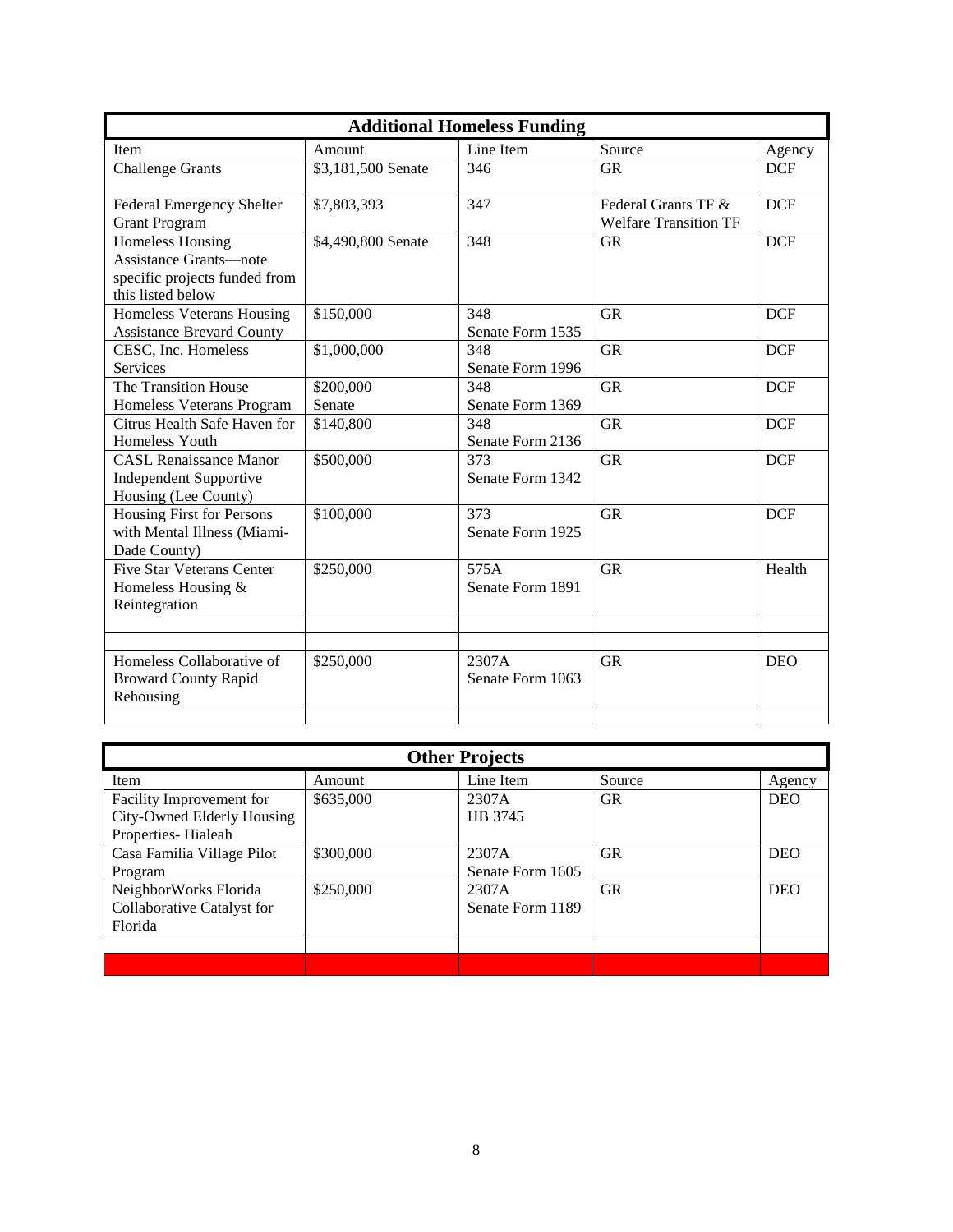| Additional Homeless Funding | | | | |
|---|---|---|---|---|
| Item | Amount | Line Item | Source | Agency |
| Challenge Grants | $3,181,500 Senate | 346 | GR | DCF |
| Federal Emergency Shelter Grant Program | $7,803,393 | 347 | Federal Grants TF & Welfare Transition TF | DCF |
| Homeless Housing Assistance Grants—note specific projects funded from this listed below | $4,490,800 Senate | 348 | GR | DCF |
| Homeless Veterans Housing Assistance Brevard County | $150,000 | 348 Senate Form 1535 | GR | DCF |
| CESC, Inc. Homeless Services | $1,000,000 | 348 Senate Form 1996 | GR | DCF |
| The Transition House Homeless Veterans Program | $200,000 Senate | 348 Senate Form 1369 | GR | DCF |
| Citrus Health Safe Haven for Homeless Youth | $140,800 | 348 Senate Form 2136 | GR | DCF |
| CASL Renaissance Manor Independent Supportive Housing (Lee County) | $500,000 | 373 Senate Form 1342 | GR | DCF |
| Housing First for Persons with Mental Illness (Miami-Dade County) | $100,000 | 373 Senate Form 1925 | GR | DCF |
| Five Star Veterans Center Homeless Housing & Reintegration | $250,000 | 575A Senate Form 1891 | GR | Health |
| | | | | |
| | | | | |
| Homeless Collaborative of Broward County Rapid Rehousing | $250,000 | 2307A Senate Form 1063 | GR | DEO |
| | | | | |

| Other Projects | | | | |
|---|---|---|---|---|
| Item | Amount | Line Item | Source | Agency |
| Facility Improvement for City-Owned Elderly Housing Properties- Hialeah | $635,000 | 2307A HB 3745 | GR | DEO |
| Casa Familia Village Pilot Program | $300,000 | 2307A Senate Form 1605 | GR | DEO |
| NeighborWorks Florida Collaborative Catalyst for Florida | $250,000 | 2307A Senate Form 1189 | GR | DEO |
| | | | | |
| | | | | |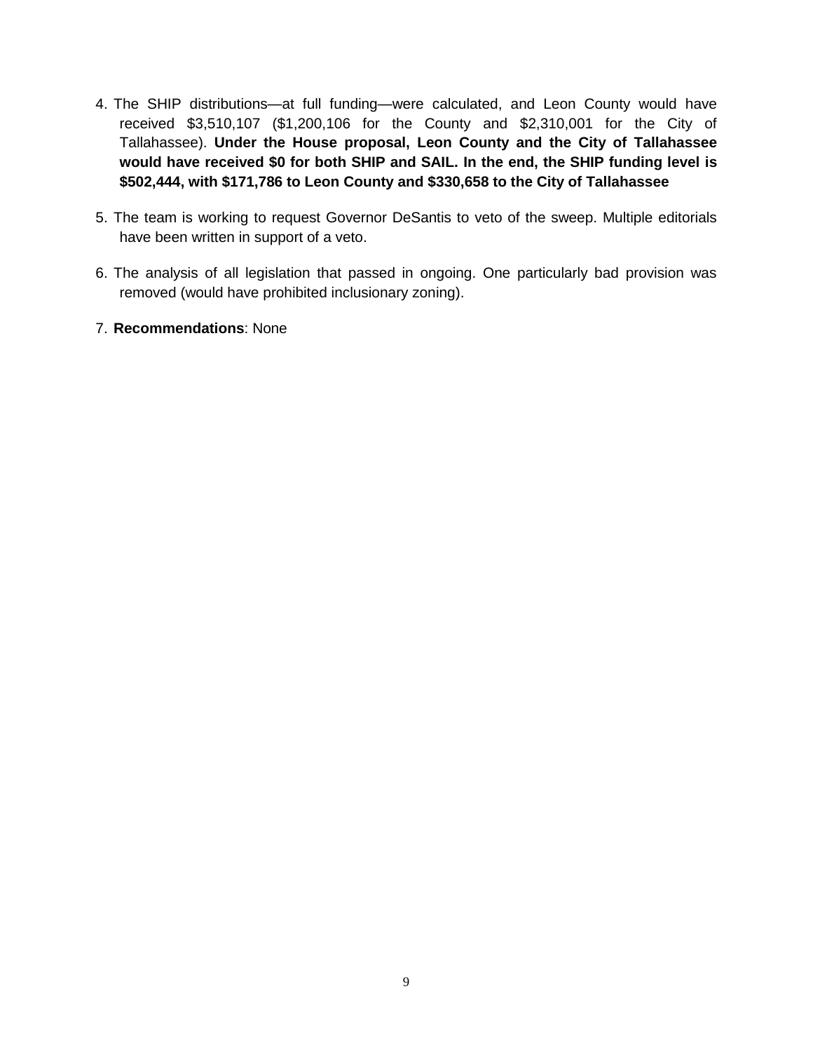4. The SHIP distributions—at full funding—were calculated, and Leon County would have received $3,510,107 ($1,200,106 for the County and $2,310,001 for the City of Tallahassee). **Under the House proposal, Leon County and the City of Tallahassee would have received $0 for both SHIP and SAIL. In the end, the SHIP funding level is $502,444, with $171,786 to Leon County and $330,658 to the City of Tallahassee**

5. The team is working to request Governor DeSantis to veto of the sweep. Multiple editorials have been written in support of a veto.

6. The analysis of all legislation that passed in ongoing. One particularly bad provision was removed (would have prohibited inclusionary zoning).

7. **Recommendations**: None